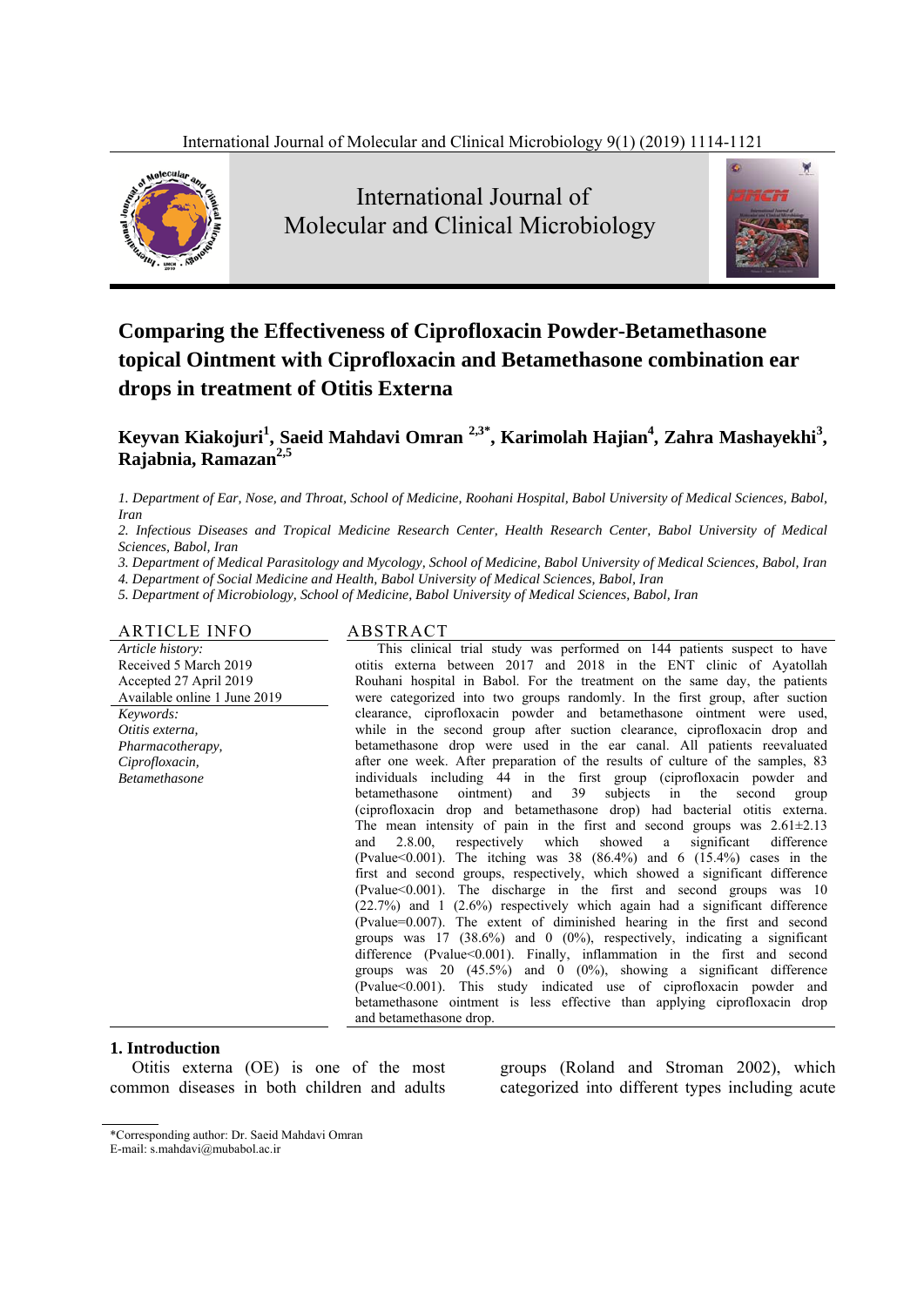International Journal of Molecular and Clinical Microbiology

# Comparing the Effectiveness of Ciprofloxacin Powder-Betamethasone topical Ointment with Ciprofloxacin and Betamethasone combination ear drops in treatment of Otitis Externa

**Keyvan Kiakojuri[1], Saeid Mahdavi Omran [2,3*], Karimolah Hajian[4], Zahra Mashayekhi[3], Rajabnia, Ramazan[2,5]**

*1. Department of Ear, Nose, and Throat, School of Medicine, Roohani Hospital, Babol University of Medical Sciences, Babol, Iran*

*2. Infectious Diseases and Tropical Medicine Research Center, Health Research Center, Babol University of Medical Sciences, Babol, Iran*

*3. Department of Medical Parasitology and Mycology, School of Medicine, Babol University of Medical Sciences, Babol, Iran*

*4. Department of Social Medicine and Health, Babol University of Medical Sciences, Babol, Iran*

*5. Department of Microbiology, School of Medicine, Babol University of Medical Sciences, Babol, Iran*

## ARTICLE INFO

*Article history:*
Received 5 March 2019
Accepted 27 April 2019
Available online 1 June 2019

*Keywords:*
*Otitis externa,*
*Pharmacotherapy,*
*Ciprofloxacin,*
*Betamethasone*

## ABSTRACT

This clinical trial study was performed on 144 patients suspect to have otitis externa between 2017 and 2018 in the ENT clinic of Ayatollah Rouhani hospital in Babol. For the treatment on the same day, the patients were categorized into two groups randomly. In the first group, after suction clearance, ciprofloxacin powder and betamethasone ointment were used, while in the second group after suction clearance, ciprofloxacin drop and betamethasone drop were used in the ear canal. All patients reevaluated after one week. After preparation of the results of culture of the samples, 83 individuals including 44 in the first group (ciprofloxacin powder and betamethasone ointment) and 39 subjects in the second group (ciprofloxacin drop and betamethasone drop) had bacterial otitis externa. The mean intensity of pain in the first and second groups was 2.61±2.13 and 2.8.00, respectively which showed a significant difference (Pvalue<0.001). The itching was 38 (86.4%) and 6 (15.4%) cases in the first and second groups, respectively, which showed a significant difference (Pvalue<0.001). The discharge in the first and second groups was 10 (22.7%) and 1 (2.6%) respectively which again had a significant difference (Pvalue=0.007). The extent of diminished hearing in the first and second groups was 17 (38.6%) and 0 (0%), respectively, indicating a significant difference (Pvalue<0.001). Finally, inflammation in the first and second groups was 20 (45.5%) and 0 (0%), showing a significant difference (Pvalue<0.001). This study indicated use of ciprofloxacin powder and betamethasone ointment is less effective than applying ciprofloxacin drop and betamethasone drop.

## 1. Introduction

Otitis externa (OE) is one of the most common diseases in both children and adults groups (Roland and Stroman 2002), which categorized into different types including acute

*Corresponding author: Dr. Saeid Mahdavi Omran
E-mail: s.mahdavi@mubabol.ac.ir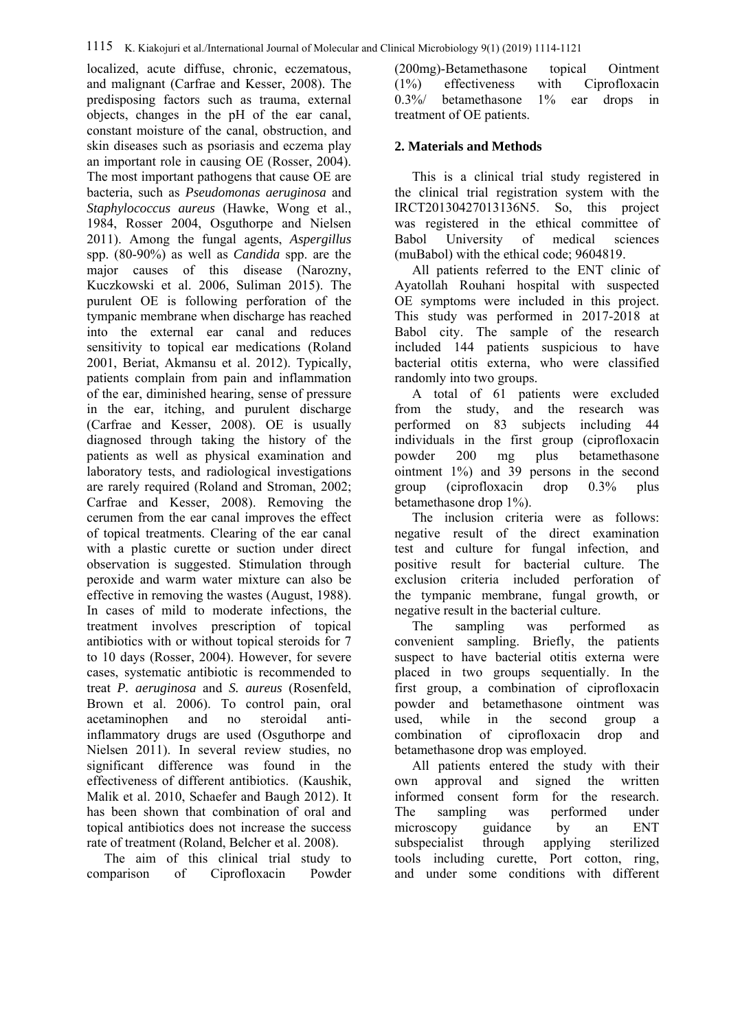localized, acute diffuse, chronic, eczematous, and malignant (Carfrae and Kesser, 2008). The predisposing factors such as trauma, external objects, changes in the pH of the ear canal, constant moisture of the canal, obstruction, and skin diseases such as psoriasis and eczema play an important role in causing OE (Rosser, 2004). The most important pathogens that cause OE are bacteria, such as *Pseudomonas aeruginosa* and *Staphylococcus aureus* (Hawke, Wong et al., 1984, Rosser 2004, Osguthorpe and Nielsen 2011). Among the fungal agents, *Aspergillus* spp. (80-90%) as well as *Candida* spp. are the major causes of this disease (Narozny, Kuczkowski et al. 2006, Suliman 2015). The purulent OE is following perforation of the tympanic membrane when discharge has reached into the external ear canal and reduces sensitivity to topical ear medications (Roland 2001, Beriat, Akmansu et al. 2012). Typically, patients complain from pain and inflammation of the ear, diminished hearing, sense of pressure in the ear, itching, and purulent discharge (Carfrae and Kesser, 2008). OE is usually diagnosed through taking the history of the patients as well as physical examination and laboratory tests, and radiological investigations are rarely required (Roland and Stroman, 2002; Carfrae and Kesser, 2008). Removing the cerumen from the ear canal improves the effect of topical treatments. Clearing of the ear canal with a plastic curette or suction under direct observation is suggested. Stimulation through peroxide and warm water mixture can also be effective in removing the wastes (August, 1988). In cases of mild to moderate infections, the treatment involves prescription of topical antibiotics with or without topical steroids for 7 to 10 days (Rosser, 2004). However, for severe cases, systematic antibiotic is recommended to treat *P. aeruginosa* and *S. aureus* (Rosenfeld, Brown et al. 2006). To control pain, oral acetaminophen and no steroidal anti-inflammatory drugs are used (Osguthorpe and Nielsen 2011). In several review studies, no significant difference was found in the effectiveness of different antibiotics. (Kaushik, Malik et al. 2010, Schaefer and Baugh 2012). It has been shown that combination of oral and topical antibiotics does not increase the success rate of treatment (Roland, Belcher et al. 2008).

The aim of this clinical trial study to comparison of Ciprofloxacin Powder (200mg)-Betamethasone topical Ointment (1%) effectiveness with Ciprofloxacin 0.3%/ betamethasone 1% ear drops in treatment of OE patients.

## 2. Materials and Methods

This is a clinical trial study registered in the clinical trial registration system with the IRCT20130427013136N5. So, this project was registered in the ethical committee of Babol University of medical sciences (muBabol) with the ethical code; 9604819.

All patients referred to the ENT clinic of Ayatollah Rouhani hospital with suspected OE symptoms were included in this project. This study was performed in 2017-2018 at Babol city. The sample of the research included 144 patients suspicious to have bacterial otitis externa, who were classified randomly into two groups.

A total of 61 patients were excluded from the study, and the research was performed on 83 subjects including 44 individuals in the first group (ciprofloxacin powder 200 mg plus betamethasone ointment 1%) and 39 persons in the second group (ciprofloxacin drop 0.3% plus betamethasone drop 1%).

The inclusion criteria were as follows: negative result of the direct examination test and culture for fungal infection, and positive result for bacterial culture. The exclusion criteria included perforation of the tympanic membrane, fungal growth, or negative result in the bacterial culture.

The sampling was performed as convenient sampling. Briefly, the patients suspect to have bacterial otitis externa were placed in two groups sequentially. In the first group, a combination of ciprofloxacin powder and betamethasone ointment was used, while in the second group a combination of ciprofloxacin drop and betamethasone drop was employed.

All patients entered the study with their own approval and signed the written informed consent form for the research. The sampling was performed under microscopy guidance by an ENT subspecialist through applying sterilized tools including curette, Port cotton, ring, and under some conditions with different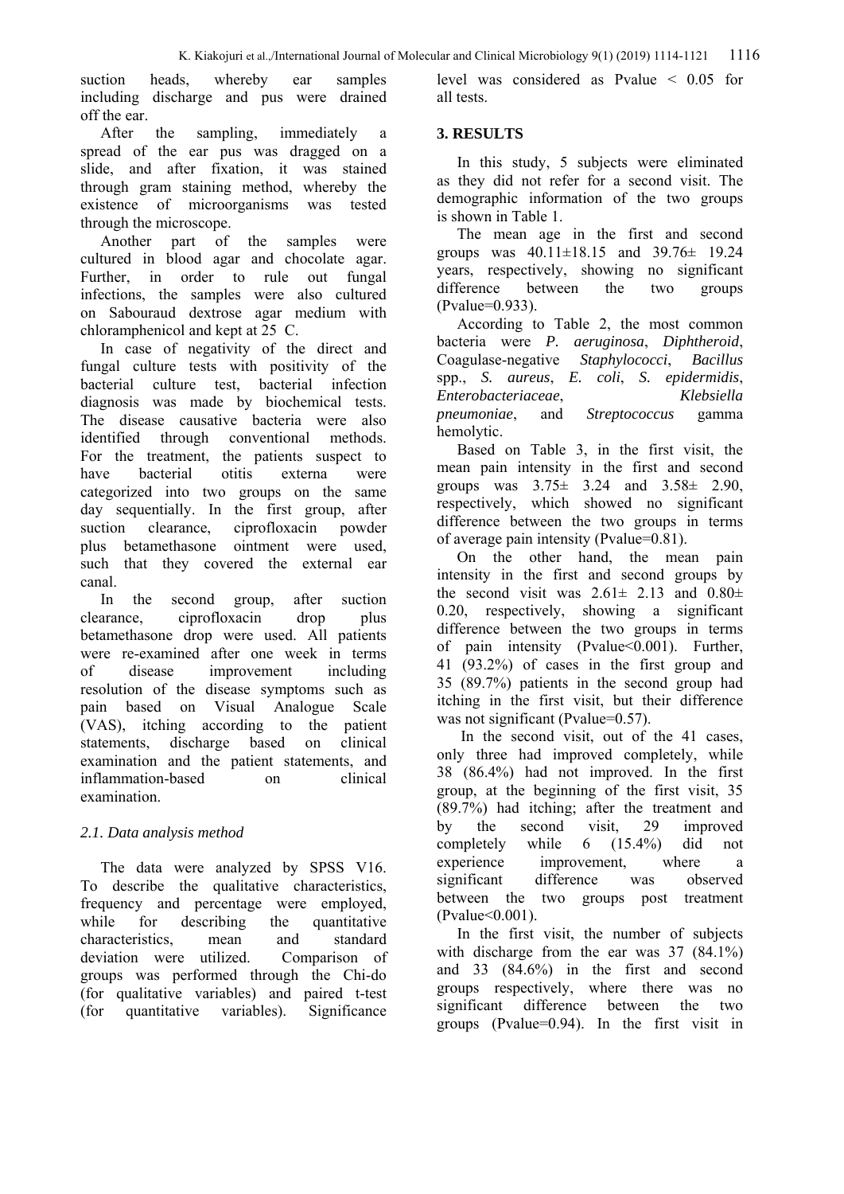suction heads, whereby ear samples including discharge and pus were drained off the ear.

After the sampling, immediately a spread of the ear pus was dragged on a slide, and after fixation, it was stained through gram staining method, whereby the existence of microorganisms was tested through the microscope.

Another part of the samples were cultured in blood agar and chocolate agar. Further, in order to rule out fungal infections, the samples were also cultured on Sabouraud dextrose agar medium with chloramphenicol and kept at 25 C.

In case of negativity of the direct and fungal culture tests with positivity of the bacterial culture test, bacterial infection diagnosis was made by biochemical tests. The disease causative bacteria were also identified through conventional methods. For the treatment, the patients suspect to have bacterial otitis externa were categorized into two groups on the same day sequentially. In the first group, after suction clearance, ciprofloxacin powder plus betamethasone ointment were used, such that they covered the external ear canal.

In the second group, after suction clearance, ciprofloxacin drop plus betamethasone drop were used. All patients were re-examined after one week in terms of disease improvement including resolution of the disease symptoms such as pain based on Visual Analogue Scale (VAS), itching according to the patient statements, discharge based on clinical examination and the patient statements, and inflammation-based on clinical examination.

### *2.1. Data analysis method*

The data were analyzed by SPSS V16. To describe the qualitative characteristics, frequency and percentage were employed, while for describing the quantitative characteristics, mean and standard deviation were utilized. Comparison of groups was performed through the Chi-do (for qualitative variables) and paired t-test (for quantitative variables). Significance level was considered as Pvalue < 0.05 for all tests.

## 3. RESULTS

In this study, 5 subjects were eliminated as they did not refer for a second visit. The demographic information of the two groups is shown in Table 1.

The mean age in the first and second groups was 40.11±18.15 and 39.76± 19.24 years, respectively, showing no significant difference between the two groups (Pvalue=0.933).

According to Table 2, the most common bacteria were *P. aeruginosa*, *Diphtheroid*, Coagulase-negative *Staphylococci*, *Bacillus* spp., *S. aureus*, *E. coli*, *S. epidermidis*, *Enterobacteriaceae*, *Klebsiella pneumoniae*, and *Streptococcus* gamma hemolytic.

Based on Table 3, in the first visit, the mean pain intensity in the first and second groups was 3.75± 3.24 and 3.58± 2.90, respectively, which showed no significant difference between the two groups in terms of average pain intensity (Pvalue=0.81).

On the other hand, the mean pain intensity in the first and second groups by the second visit was 2.61± 2.13 and 0.80± 0.20, respectively, showing a significant difference between the two groups in terms of pain intensity (Pvalue<0.001). Further, 41 (93.2%) of cases in the first group and 35 (89.7%) patients in the second group had itching in the first visit, but their difference was not significant (Pvalue=0.57).

In the second visit, out of the 41 cases, only three had improved completely, while 38 (86.4%) had not improved. In the first group, at the beginning of the first visit, 35 (89.7%) had itching; after the treatment and by the second visit, 29 improved completely while 6 (15.4%) did not experience improvement, where a significant difference was observed between the two groups post treatment (Pvalue<0.001).

In the first visit, the number of subjects with discharge from the ear was 37 (84.1%) and 33 (84.6%) in the first and second groups respectively, where there was no significant difference between the two groups (Pvalue=0.94). In the first visit in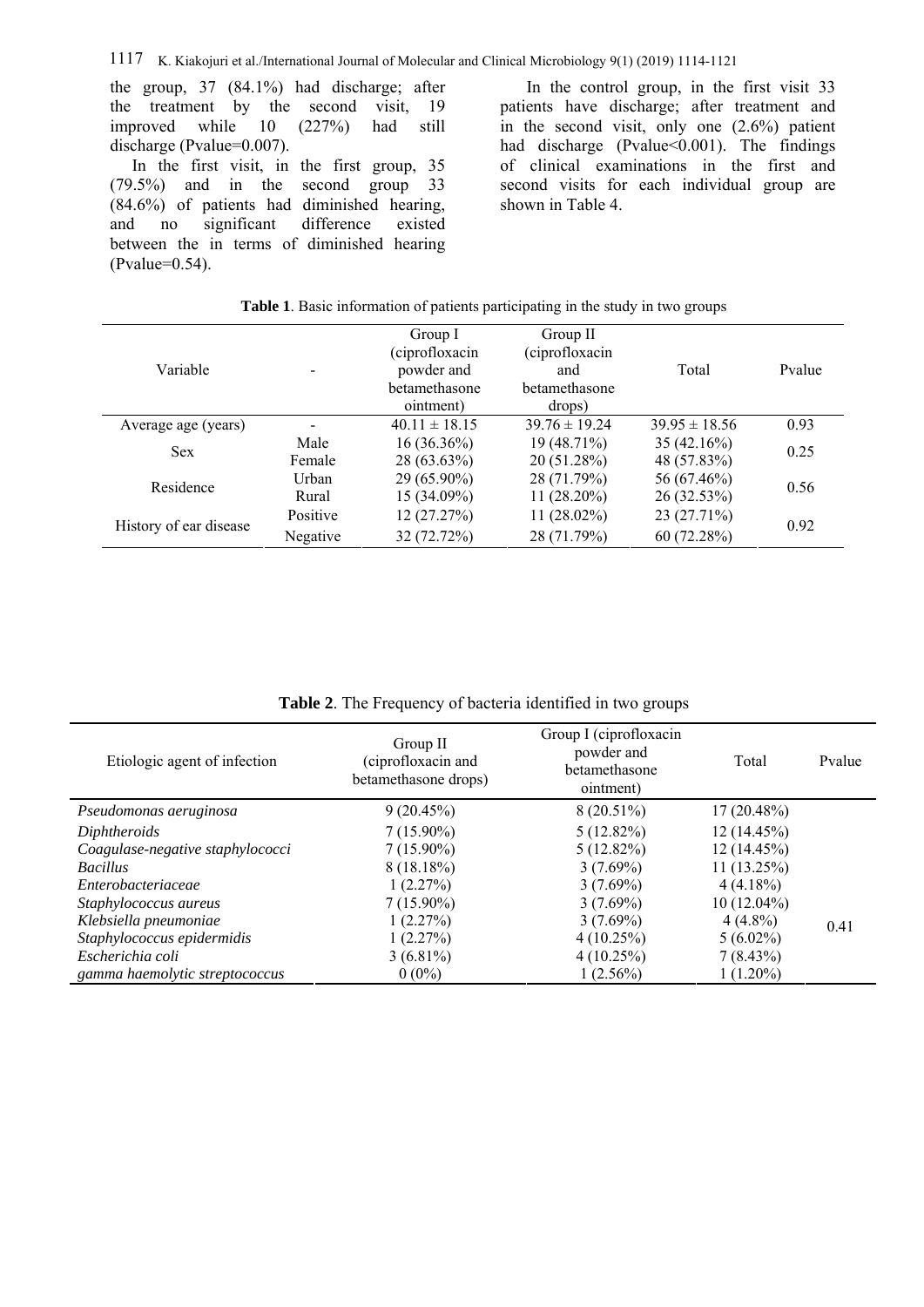the group, 37 (84.1%) had discharge; after the treatment by the second visit, 19 improved while 10 (227%) had still discharge (Pvalue=0.007).

In the first visit, in the first group, 35 (79.5%) and in the second group 33 (84.6%) of patients had diminished hearing, and no significant difference existed between the in terms of diminished hearing (Pvalue=0.54).

In the control group, in the first visit 33 patients have discharge; after treatment and in the second visit, only one (2.6%) patient had discharge (Pvalue<0.001). The findings of clinical examinations in the first and second visits for each individual group are shown in Table 4.

**Table 1**. Basic information of patients participating in the study in two groups

| Variable | - | Group I (ciprofloxacin powder and betamethasone ointment) | Group II (ciprofloxacin and betamethasone drops) | Total | Pvalue |
|---|---|---|---|---|---|
| Average age (years) | - | 40.11 ± 18.15 | 39.76 ± 19.24 | 39.95 ± 18.56 | 0.93 |
| Sex | Male | 16 (36.36%) | 19 (48.71%) | 35 (42.16%) | 0.25 |
| | Female | 28 (63.63%) | 20 (51.28%) | 48 (57.83%) | |
| Residence | Urban | 29 (65.90%) | 28 (71.79%) | 56 (67.46%) | 0.56 |
| | Rural | 15 (34.09%) | 11 (28.20%) | 26 (32.53%) | |
| History of ear disease | Positive | 12 (27.27%) | 11 (28.02%) | 23 (27.71%) | 0.92 |
| | Negative | 32 (72.72%) | 28 (71.79%) | 60 (72.28%) | |

**Table 2**. The Frequency of bacteria identified in two groups

| Etiologic agent of infection | Group II (ciprofloxacin and betamethasone drops) | Group I (ciprofloxacin powder and betamethasone ointment) | Total | Pvalue |
|---|---|---|---|---|
| *Pseudomonas aeruginosa* | 9 (20.45%) | 8 (20.51%) | 17 (20.48%) | 0.41 |
| *Diphtheroids* | 7 (15.90%) | 5 (12.82%) | 12 (14.45%) | |
| *Coagulase-negative staphylococci* | 7 (15.90%) | 5 (12.82%) | 12 (14.45%) | |
| *Bacillus* | 8 (18.18%) | 3 (7.69%) | 11 (13.25%) | |
| *Enterobacteriaceae* | 1 (2.27%) | 3 (7.69%) | 4 (4.18%) | |
| *Staphylococcus aureus* | 7 (15.90%) | 3 (7.69%) | 10 (12.04%) | |
| *Klebsiella pneumoniae* | 1 (2.27%) | 3 (7.69%) | 4 (4.8%) | |
| *Staphylococcus epidermidis* | 1 (2.27%) | 4 (10.25%) | 5 (6.02%) | |
| *Escherichia coli* | 3 (6.81%) | 4 (10.25%) | 7 (8.43%) | |
| *gamma haemolytic streptococcus* | 0 (0%) | 1 (2.56%) | 1 (1.20%) | |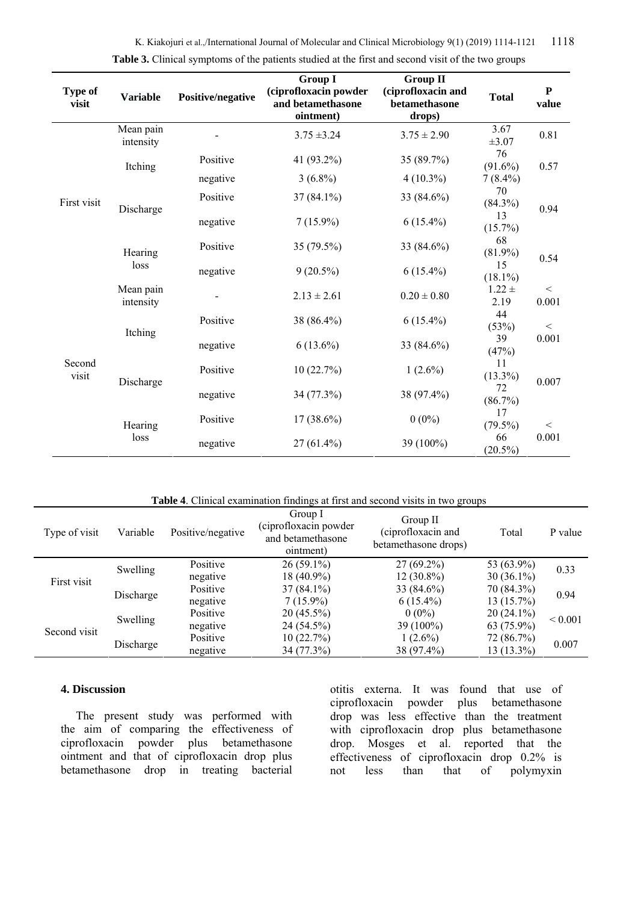**Table 3.** Clinical symptoms of the patients studied at the first and second visit of the two groups

| Type of visit | Variable | Positive/negative | Group I (ciprofloxacin powder and betamethasone ointment) | Group II (ciprofloxacin and betamethasone drops) | Total | P value |
|---|---|---|---|---|---|---|
| First visit | Mean pain intensity | - | 3.75 ±3.24 | 3.75 ± 2.90 | 3.67 ±3.07 | 0.81 |
| | Itching | Positive | 41 (93.2%) | 35 (89.7%) | 76 (91.6%) | 0.57 |
| | | negative | 3 (6.8%) | 4 (10.3%) | 7 (8.4%) | |
| | Discharge | Positive | 37 (84.1%) | 33 (84.6%) | 70 (84.3%) | 0.94 |
| | | negative | 7 (15.9%) | 6 (15.4%) | 13 (15.7%) | |
| | Hearing loss | Positive | 35 (79.5%) | 33 (84.6%) | 68 (81.9%) | 0.54 |
| | | negative | 9 (20.5%) | 6 (15.4%) | 15 (18.1%) | |
| Second visit | Mean pain intensity | - | 2.13 ± 2.61 | 0.20 ± 0.80 | 1.22 ± 2.19 | < 0.001 |
| | Itching | Positive | 38 (86.4%) | 6 (15.4%) | 44 (53%) | < 0.001 |
| | | negative | 6 (13.6%) | 33 (84.6%) | 39 (47%) | |
| | Discharge | Positive | 10 (22.7%) | 1 (2.6%) | 11 (13.3%) | 0.007 |
| | | negative | 34 (77.3%) | 38 (97.4%) | 72 (86.7%) | |
| | Hearing loss | Positive | 17 (38.6%) | 0 (0%) | 17 (79.5%) | < 0.001 |
| | | negative | 27 (61.4%) | 39 (100%) | 66 (20.5%) | |

**Table 4**. Clinical examination findings at first and second visits in two groups

| Type of visit | Variable | Positive/negative | Group I (ciprofloxacin powder and betamethasone ointment) | Group II (ciprofloxacin and betamethasone drops) | Total | P value |
|---|---|---|---|---|---|---|
| First visit | Swelling | Positive | 26 (59.1%) | 27 (69.2%) | 53 (63.9%) | 0.33 |
| | | negative | 18 (40.9%) | 12 (30.8%) | 30 (36.1%) | |
| | Discharge | Positive | 37 (84.1%) | 33 (84.6%) | 70 (84.3%) | 0.94 |
| | | negative | 7 (15.9%) | 6 (15.4%) | 13 (15.7%) | |
| Second visit | Swelling | Positive | 20 (45.5%) | 0 (0%) | 20 (24.1%) | < 0.001 |
| | | negative | 24 (54.5%) | 39 (100%) | 63 (75.9%) | |
| | Discharge | Positive | 10 (22.7%) | 1 (2.6%) | 72 (86.7%) | 0.007 |
| | | negative | 34 (77.3%) | 38 (97.4%) | 13 (13.3%) | |

## 4. Discussion

The present study was performed with the aim of comparing the effectiveness of ciprofloxacin powder plus betamethasone ointment and that of ciprofloxacin drop plus betamethasone drop in treating bacterial otitis externa. It was found that use of ciprofloxacin powder plus betamethasone drop was less effective than the treatment with ciprofloxacin drop plus betamethasone drop. Mosges et al. reported that the effectiveness of ciprofloxacin drop 0.2% is not less than that of polymyxin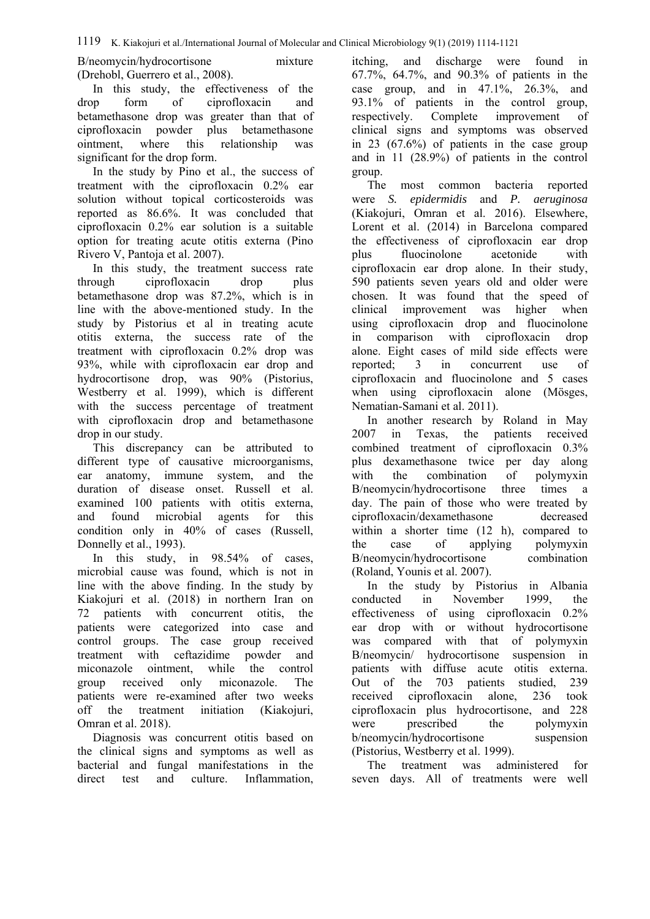B/neomycin/hydrocortisone mixture (Drehobl, Guerrero et al., 2008).

In this study, the effectiveness of the drop form of ciprofloxacin and betamethasone drop was greater than that of ciprofloxacin powder plus betamethasone ointment, where this relationship was significant for the drop form.

In the study by Pino et al., the success of treatment with the ciprofloxacin 0.2% ear solution without topical corticosteroids was reported as 86.6%. It was concluded that ciprofloxacin 0.2% ear solution is a suitable option for treating acute otitis externa (Pino Rivero V, Pantoja et al. 2007).

In this study, the treatment success rate through ciprofloxacin drop plus betamethasone drop was 87.2%, which is in line with the above-mentioned study. In the study by Pistorius et al in treating acute otitis externa, the success rate of the treatment with ciprofloxacin 0.2% drop was 93%, while with ciprofloxacin ear drop and hydrocortisone drop, was 90% (Pistorius, Westberry et al. 1999), which is different with the success percentage of treatment with ciprofloxacin drop and betamethasone drop in our study.

This discrepancy can be attributed to different type of causative microorganisms, ear anatomy, immune system, and the duration of disease onset. Russell et al. examined 100 patients with otitis externa, and found microbial agents for this condition only in 40% of cases (Russell, Donnelly et al., 1993).

In this study, in 98.54% of cases, microbial cause was found, which is not in line with the above finding. In the study by Kiakojuri et al. (2018) in northern Iran on 72 patients with concurrent otitis, the patients were categorized into case and control groups. The case group received treatment with ceftazidime powder and miconazole ointment, while the control group received only miconazole. The patients were re-examined after two weeks off the treatment initiation (Kiakojuri, Omran et al. 2018).

Diagnosis was concurrent otitis based on the clinical signs and symptoms as well as bacterial and fungal manifestations in the direct test and culture. Inflammation, itching, and discharge were found in 67.7%, 64.7%, and 90.3% of patients in the case group, and in 47.1%, 26.3%, and 93.1% of patients in the control group, respectively. Complete improvement of clinical signs and symptoms was observed in 23 (67.6%) of patients in the case group and in 11 (28.9%) of patients in the control group.

The most common bacteria reported were *S. epidermidis* and *P. aeruginosa* (Kiakojuri, Omran et al. 2016). Elsewhere, Lorent et al. (2014) in Barcelona compared the effectiveness of ciprofloxacin ear drop plus fluocinolone acetonide with ciprofloxacin ear drop alone. In their study, 590 patients seven years old and older were chosen. It was found that the speed of clinical improvement was higher when using ciprofloxacin drop and fluocinolone in comparison with ciprofloxacin drop alone. Eight cases of mild side effects were reported; 3 in concurrent use of ciprofloxacin and fluocinolone and 5 cases when using ciprofloxacin alone (Mösges, Nematian-Samani et al. 2011).

In another research by Roland in May 2007 in Texas, the patients received combined treatment of ciprofloxacin 0.3% plus dexamethasone twice per day along with the combination of polymyxin B/neomycin/hydrocortisone three times a day. The pain of those who were treated by ciprofloxacin/dexamethasone decreased within a shorter time (12 h), compared to the case of applying polymyxin B/neomycin/hydrocortisone combination (Roland, Younis et al. 2007).

In the study by Pistorius in Albania conducted in November 1999, the effectiveness of using ciprofloxacin 0.2% ear drop with or without hydrocortisone was compared with that of polymyxin B/neomycin/ hydrocortisone suspension in patients with diffuse acute otitis externa. Out of the 703 patients studied, 239 received ciprofloxacin alone, 236 took ciprofloxacin plus hydrocortisone, and 228 were prescribed the polymyxin b/neomycin/hydrocortisone suspension (Pistorius, Westberry et al. 1999).

The treatment was administered for seven days. All of treatments were well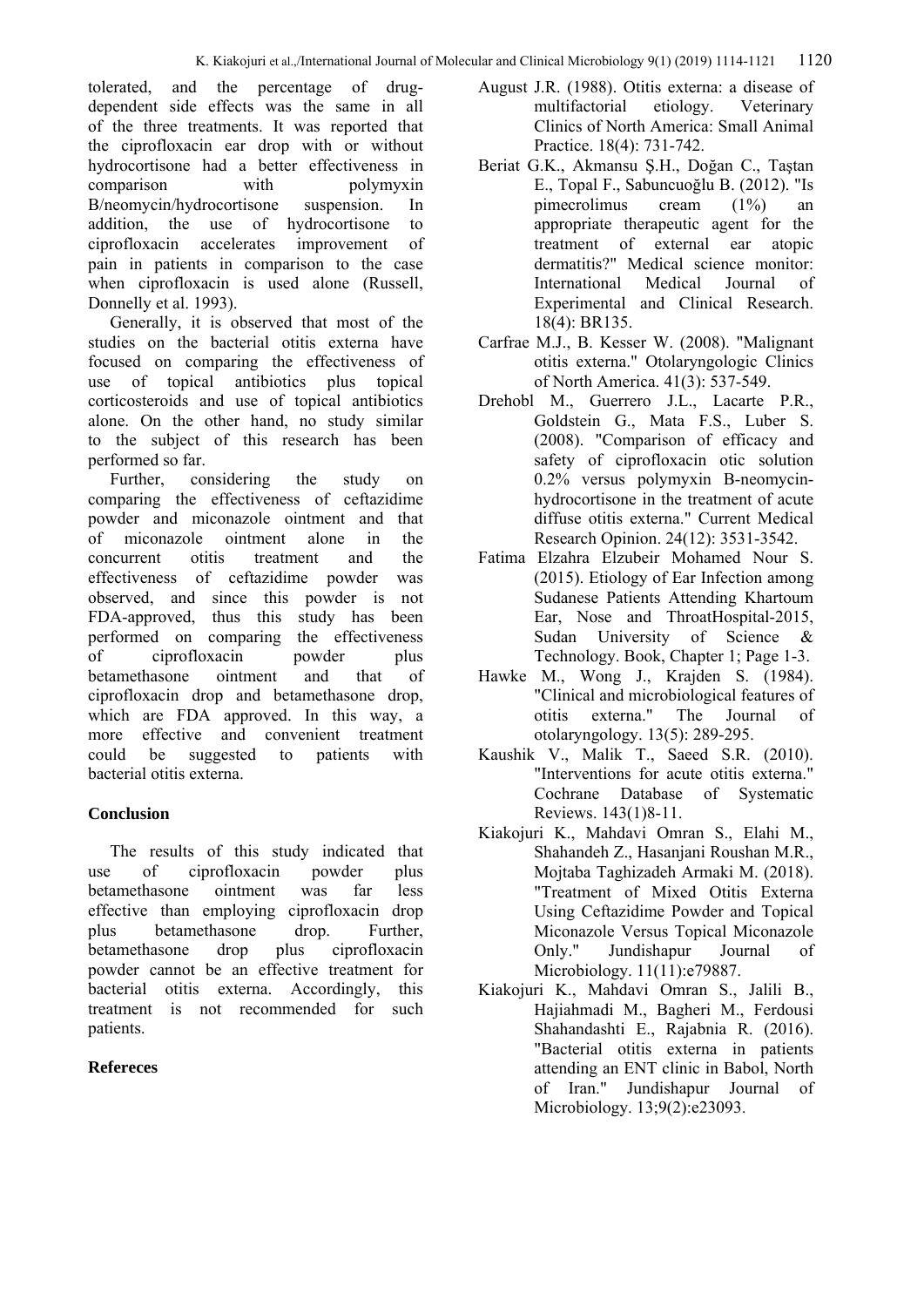tolerated, and the percentage of drug-dependent side effects was the same in all of the three treatments. It was reported that the ciprofloxacin ear drop with or without hydrocortisone had a better effectiveness in comparison with polymyxin B/neomycin/hydrocortisone suspension. In addition, the use of hydrocortisone to ciprofloxacin accelerates improvement of pain in patients in comparison to the case when ciprofloxacin is used alone (Russell, Donnelly et al. 1993).

Generally, it is observed that most of the studies on the bacterial otitis externa have focused on comparing the effectiveness of use of topical antibiotics plus topical corticosteroids and use of topical antibiotics alone. On the other hand, no study similar to the subject of this research has been performed so far.

Further, considering the study on comparing the effectiveness of ceftazidime powder and miconazole ointment and that of miconazole ointment alone in the concurrent otitis treatment and the effectiveness of ceftazidime powder was observed, and since this powder is not FDA-approved, thus this study has been performed on comparing the effectiveness of ciprofloxacin powder plus betamethasone ointment and that of ciprofloxacin drop and betamethasone drop, which are FDA approved. In this way, a more effective and convenient treatment could be suggested to patients with bacterial otitis externa.

## Conclusion

The results of this study indicated that use of ciprofloxacin powder plus betamethasone ointment was far less effective than employing ciprofloxacin drop plus betamethasone drop. Further, betamethasone drop plus ciprofloxacin powder cannot be an effective treatment for bacterial otitis externa. Accordingly, this treatment is not recommended for such patients.

## Refereces

August J.R. (1988). Otitis externa: a disease of multifactorial etiology. Veterinary Clinics of North America: Small Animal Practice. 18(4): 731-742.

Beriat G.K., Akmansu Ş.H., Doğan C., Taştan E., Topal F., Sabuncuoğlu B. (2012). "Is pimecrolimus cream (1%) an appropriate therapeutic agent for the treatment of external ear atopic dermatitis?" Medical science monitor: International Medical Journal of Experimental and Clinical Research. 18(4): BR135.

Carfrae M.J., B. Kesser W. (2008). "Malignant otitis externa." Otolaryngologic Clinics of North America. 41(3): 537-549.

Drehobl M., Guerrero J.L., Lacarte P.R., Goldstein G., Mata F.S., Luber S. (2008). "Comparison of efficacy and safety of ciprofloxacin otic solution 0.2% versus polymyxin B-neomycin-hydrocortisone in the treatment of acute diffuse otitis externa." Current Medical Research Opinion. 24(12): 3531-3542.

Fatima Elzahra Elzubeir Mohamed Nour S. (2015). Etiology of Ear Infection among Sudanese Patients Attending Khartoum Ear, Nose and ThroatHospital-2015, Sudan University of Science & Technology. Book, Chapter 1; Page 1-3.

Hawke M., Wong J., Krajden S. (1984). "Clinical and microbiological features of otitis externa." The Journal of otolaryngology. 13(5): 289-295.

Kaushik V., Malik T., Saeed S.R. (2010). "Interventions for acute otitis externa." Cochrane Database of Systematic Reviews. 143(1)8-11.

Kiakojuri K., Mahdavi Omran S., Elahi M., Shahandeh Z., Hasanjani Roushan M.R., Mojtaba Taghizadeh Armaki M. (2018). "Treatment of Mixed Otitis Externa Using Ceftazidime Powder and Topical Miconazole Versus Topical Miconazole Only." Jundishapur Journal of Microbiology. 11(11):e79887.

Kiakojuri K., Mahdavi Omran S., Jalili B., Hajiahmadi M., Bagheri M., Ferdousi Shahandashti E., Rajabnia R. (2016). "Bacterial otitis externa in patients attending an ENT clinic in Babol, North of Iran." Jundishapur Journal of Microbiology. 13;9(2):e23093.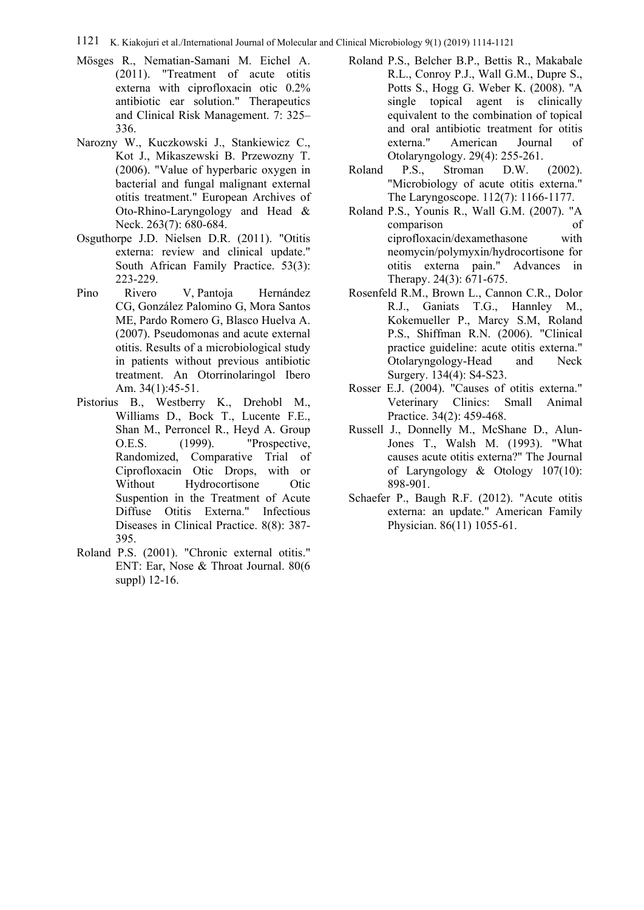Mösges R., Nematian-Samani M. Eichel A. (2011). "Treatment of acute otitis externa with ciprofloxacin otic 0.2% antibiotic ear solution." Therapeutics and Clinical Risk Management. 7: 325–336.

Narozny W., Kuczkowski J., Stankiewicz C., Kot J., Mikaszewski B. Przewozny T. (2006). "Value of hyperbaric oxygen in bacterial and fungal malignant external otitis treatment." European Archives of Oto-Rhino-Laryngology and Head & Neck. 263(7): 680-684.

Osguthorpe J.D. Nielsen D.R. (2011). "Otitis externa: review and clinical update." South African Family Practice. 53(3): 223-229.

Pino Rivero V, Pantoja Hernández CG, González Palomino G, Mora Santos ME, Pardo Romero G, Blasco Huelva A. (2007). Pseudomonas and acute external otitis. Results of a microbiological study in patients without previous antibiotic treatment. An Otorrinolaringol Ibero Am. 34(1):45-51.

Pistorius B., Westberry K., Drehobl M., Williams D., Bock T., Lucente F.E., Shan M., Perroncel R., Heyd A. Group O.E.S. (1999). "Prospective, Randomized, Comparative Trial of Ciprofloxacin Otic Drops, with or Without Hydrocortisone Otic Suspention in the Treatment of Acute Diffuse Otitis Externa." Infectious Diseases in Clinical Practice. 8(8): 387-395.

Roland P.S. (2001). "Chronic external otitis." ENT: Ear, Nose & Throat Journal. 80(6 suppl) 12-16.

Roland P.S., Belcher B.P., Bettis R., Makabale R.L., Conroy P.J., Wall G.M., Dupre S., Potts S., Hogg G. Weber K. (2008). "A single topical agent is clinically equivalent to the combination of topical and oral antibiotic treatment for otitis externa." American Journal of Otolaryngology. 29(4): 255-261.

Roland P.S., Stroman D.W. (2002). "Microbiology of acute otitis externa." The Laryngoscope. 112(7): 1166-1177.

Roland P.S., Younis R., Wall G.M. (2007). "A comparison of ciprofloxacin/dexamethasone with neomycin/polymyxin/hydrocortisone for otitis externa pain." Advances in Therapy. 24(3): 671-675.

Rosenfeld R.M., Brown L., Cannon C.R., Dolor R.J., Ganiats T.G., Hannley M., Kokemueller P., Marcy S.M, Roland P.S., Shiffman R.N. (2006). "Clinical practice guideline: acute otitis externa." Otolaryngology-Head and Neck Surgery. 134(4): S4-S23.

Rosser E.J. (2004). "Causes of otitis externa." Veterinary Clinics: Small Animal Practice. 34(2): 459-468.

Russell J., Donnelly M., McShane D., Alun-Jones T., Walsh M. (1993). "What causes acute otitis externa?" The Journal of Laryngology & Otology 107(10): 898-901.

Schaefer P., Baugh R.F. (2012). "Acute otitis externa: an update." American Family Physician. 86(11) 1055-61.